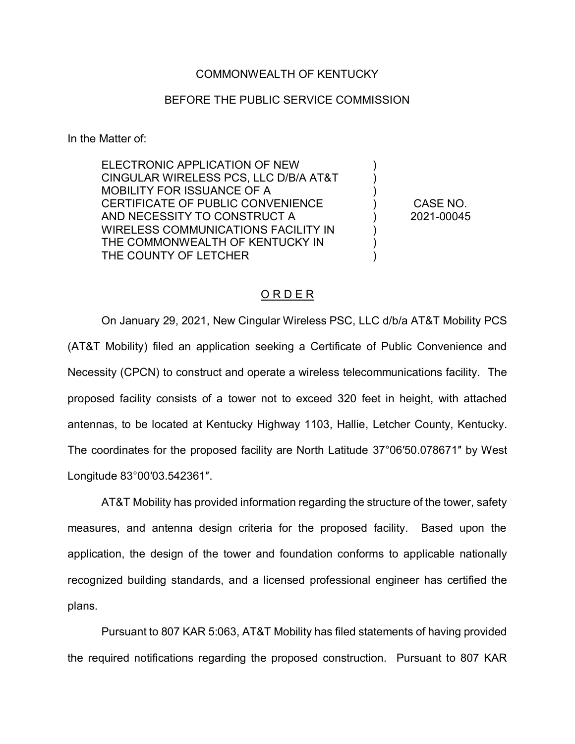COMMONWEALTH OF KENTUCKY

BEFORE THE PUBLIC SERVICE COMMISSION

In the Matter of:

| | | |
|---|---|---|
| ELECTRONIC APPLICATION OF NEW CINGULAR WIRELESS PCS, LLC D/B/A AT&T MOBILITY FOR ISSUANCE OF A CERTIFICATE OF PUBLIC CONVENIENCE AND NECESSITY TO CONSTRUCT A WIRELESS COMMUNICATIONS FACILITY IN THE COMMONWEALTH OF KENTUCKY IN THE COUNTY OF LETCHER | ) | CASE NO. 2021-00045 |

ORDER

On January 29, 2021, New Cingular Wireless PSC, LLC d/b/a AT&T Mobility PCS (AT&T Mobility) filed an application seeking a Certificate of Public Convenience and Necessity (CPCN) to construct and operate a wireless telecommunications facility. The proposed facility consists of a tower not to exceed 320 feet in height, with attached antennas, to be located at Kentucky Highway 1103, Hallie, Letcher County, Kentucky. The coordinates for the proposed facility are North Latitude 37°06′50.078671″ by West Longitude 83°00′03.542361″.

AT&T Mobility has provided information regarding the structure of the tower, safety measures, and antenna design criteria for the proposed facility. Based upon the application, the design of the tower and foundation conforms to applicable nationally recognized building standards, and a licensed professional engineer has certified the plans.

Pursuant to 807 KAR 5:063, AT&T Mobility has filed statements of having provided the required notifications regarding the proposed construction. Pursuant to 807 KAR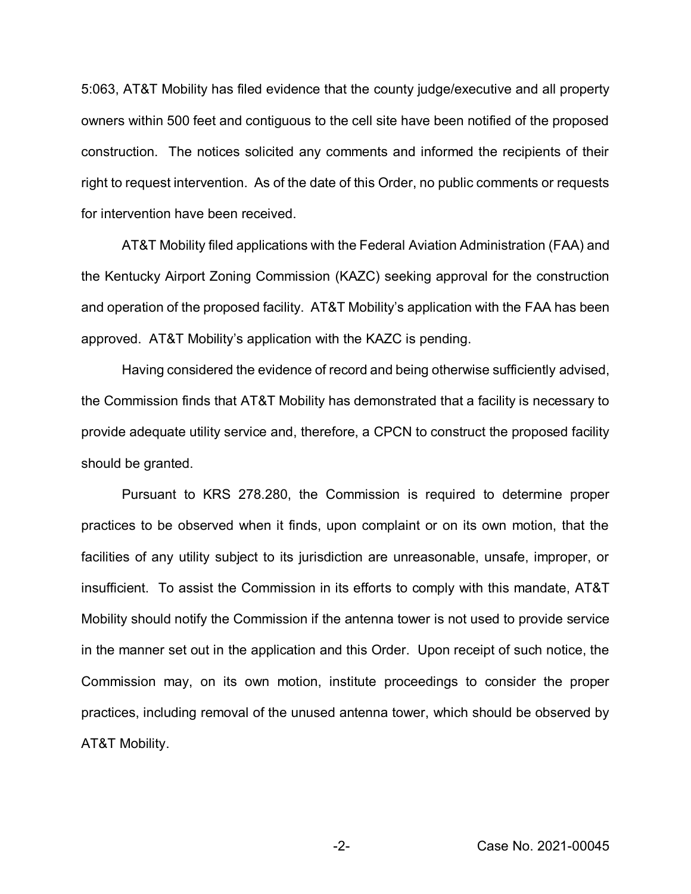5:063, AT&T Mobility has filed evidence that the county judge/executive and all property owners within 500 feet and contiguous to the cell site have been notified of the proposed construction. The notices solicited any comments and informed the recipients of their right to request intervention. As of the date of this Order, no public comments or requests for intervention have been received.

AT&T Mobility filed applications with the Federal Aviation Administration (FAA) and the Kentucky Airport Zoning Commission (KAZC) seeking approval for the construction and operation of the proposed facility. AT&T Mobility's application with the FAA has been approved. AT&T Mobility's application with the KAZC is pending.

Having considered the evidence of record and being otherwise sufficiently advised, the Commission finds that AT&T Mobility has demonstrated that a facility is necessary to provide adequate utility service and, therefore, a CPCN to construct the proposed facility should be granted.

Pursuant to KRS 278.280, the Commission is required to determine proper practices to be observed when it finds, upon complaint or on its own motion, that the facilities of any utility subject to its jurisdiction are unreasonable, unsafe, improper, or insufficient. To assist the Commission in its efforts to comply with this mandate, AT&T Mobility should notify the Commission if the antenna tower is not used to provide service in the manner set out in the application and this Order. Upon receipt of such notice, the Commission may, on its own motion, institute proceedings to consider the proper practices, including removal of the unused antenna tower, which should be observed by AT&T Mobility.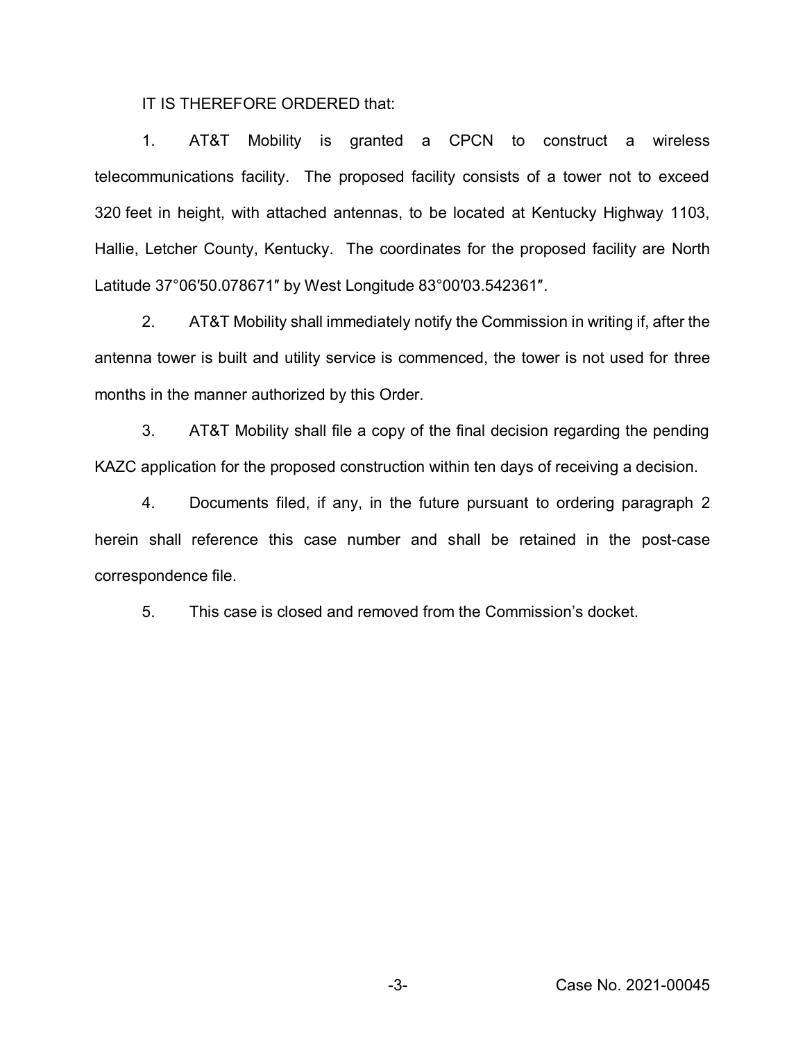IT IS THEREFORE ORDERED that:

1. AT&T Mobility is granted a CPCN to construct a wireless telecommunications facility. The proposed facility consists of a tower not to exceed 320 feet in height, with attached antennas, to be located at Kentucky Highway 1103, Hallie, Letcher County, Kentucky. The coordinates for the proposed facility are North Latitude 37°06′50.078671″ by West Longitude 83°00′03.542361″.

2. AT&T Mobility shall immediately notify the Commission in writing if, after the antenna tower is built and utility service is commenced, the tower is not used for three months in the manner authorized by this Order.

3. AT&T Mobility shall file a copy of the final decision regarding the pending KAZC application for the proposed construction within ten days of receiving a decision.

4. Documents filed, if any, in the future pursuant to ordering paragraph 2 herein shall reference this case number and shall be retained in the post-case correspondence file.

5. This case is closed and removed from the Commission's docket.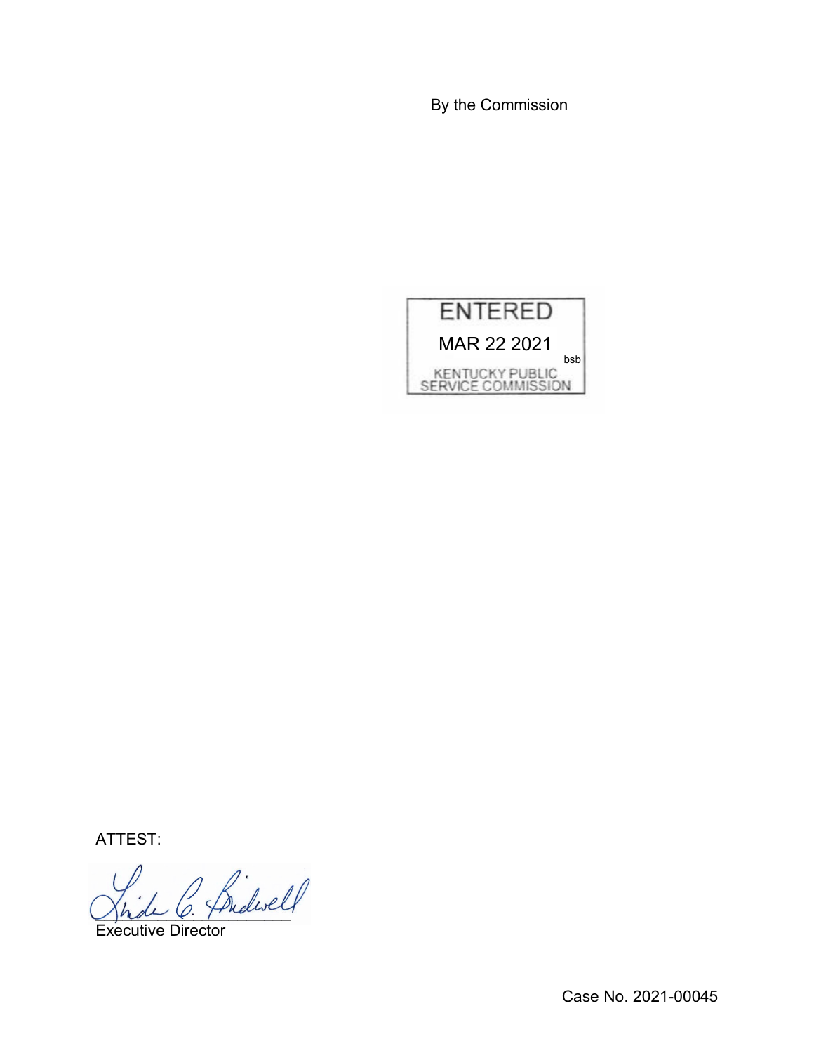By the Commission

ENTERED

MAR 22 2021

bsb

KENTUCKY PUBLIC SERVICE COMMISSION

ATTEST:

Executive Director

Case No. 2021-00045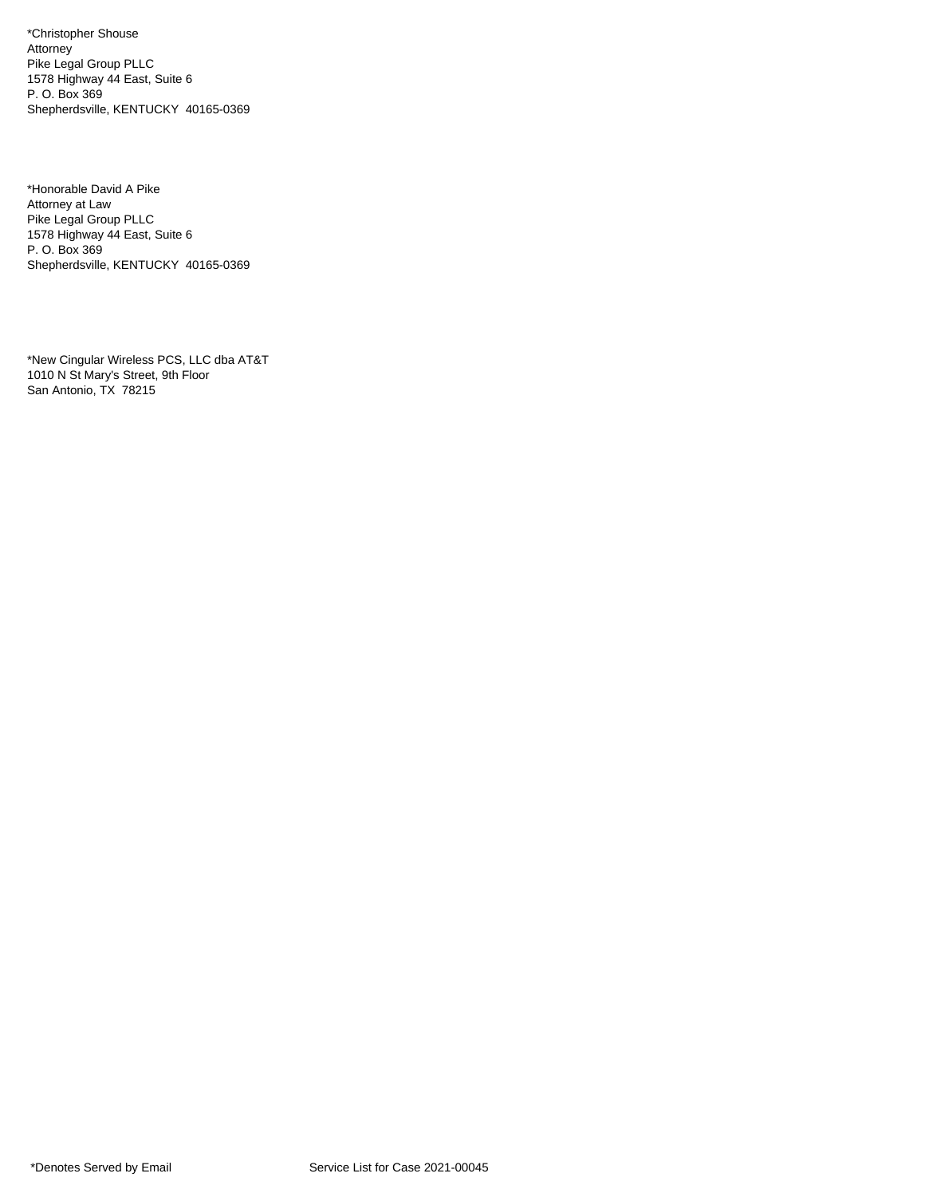*Christopher Shouse
Attorney
Pike Legal Group PLLC
1578 Highway 44 East, Suite 6
P. O. Box 369
Shepherdsville, KENTUCKY  40165-0369

*Honorable David A Pike
Attorney at Law
Pike Legal Group PLLC
1578 Highway 44 East, Suite 6
P. O. Box 369
Shepherdsville, KENTUCKY  40165-0369

*New Cingular Wireless PCS, LLC dba AT&T
1010 N St Mary's Street, 9th Floor
San Antonio, TX  78215

*Denotes Served by Email

Service List for Case 2021-00045